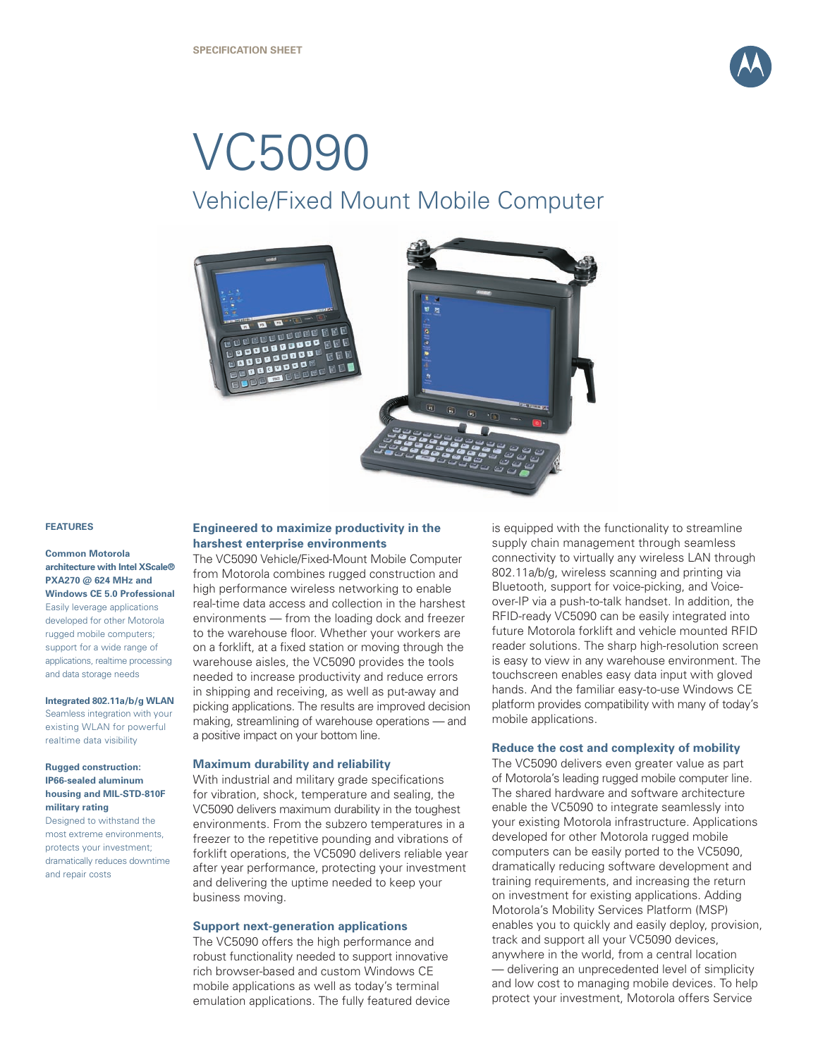SPECIFICATION SHEET

# VC5090

## Vehicle/Fixed Mount Mobile Computer

**FEATURES**

**Common Motorola architecture with Intel XScale® PXA270 @ 624 MHz and Windows CE 5.0 Professional**
Easily leverage applications developed for other Motorola rugged mobile computers; support for a wide range of applications, realtime processing and data storage needs

**Integrated 802.11a/b/g WLAN**
Seamless integration with your existing WLAN for powerful realtime data visibility

**Rugged construction: IP66-sealed aluminum housing and MIL-STD-810F military rating**
Designed to withstand the most extreme environments, protects your investment; dramatically reduces downtime and repair costs

### Engineered to maximize productivity in the harshest enterprise environments

The VC5090 Vehicle/Fixed-Mount Mobile Computer from Motorola combines rugged construction and high performance wireless networking to enable real-time data access and collection in the harshest environments — from the loading dock and freezer to the warehouse floor. Whether your workers are on a forklift, at a fixed station or moving through the warehouse aisles, the VC5090 provides the tools needed to increase productivity and reduce errors in shipping and receiving, as well as put-away and picking applications. The results are improved decision making, streamlining of warehouse operations — and a positive impact on your bottom line.

### Maximum durability and reliability

With industrial and military grade specifications for vibration, shock, temperature and sealing, the VC5090 delivers maximum durability in the toughest environments. From the subzero temperatures in a freezer to the repetitive pounding and vibrations of forklift operations, the VC5090 delivers reliable year after year performance, protecting your investment and delivering the uptime needed to keep your business moving.

### Support next-generation applications

The VC5090 offers the high performance and robust functionality needed to support innovative rich browser-based and custom Windows CE mobile applications as well as today's terminal emulation applications. The fully featured device is equipped with the functionality to streamline supply chain management through seamless connectivity to virtually any wireless LAN through 802.11a/b/g, wireless scanning and printing via Bluetooth, support for voice-picking, and Voice-over-IP via a push-to-talk handset. In addition, the RFID-ready VC5090 can be easily integrated into future Motorola forklift and vehicle mounted RFID reader solutions. The sharp high-resolution screen is easy to view in any warehouse environment. The touchscreen enables easy data input with gloved hands. And the familiar easy-to-use Windows CE platform provides compatibility with many of today's mobile applications.

### Reduce the cost and complexity of mobility

The VC5090 delivers even greater value as part of Motorola's leading rugged mobile computer line. The shared hardware and software architecture enable the VC5090 to integrate seamlessly into your existing Motorola infrastructure. Applications developed for other Motorola rugged mobile computers can be easily ported to the VC5090, dramatically reducing software development and training requirements, and increasing the return on investment for existing applications. Adding Motorola's Mobility Services Platform (MSP) enables you to quickly and easily deploy, provision, track and support all your VC5090 devices, anywhere in the world, from a central location — delivering an unprecedented level of simplicity and low cost to managing mobile devices. To help protect your investment, Motorola offers Service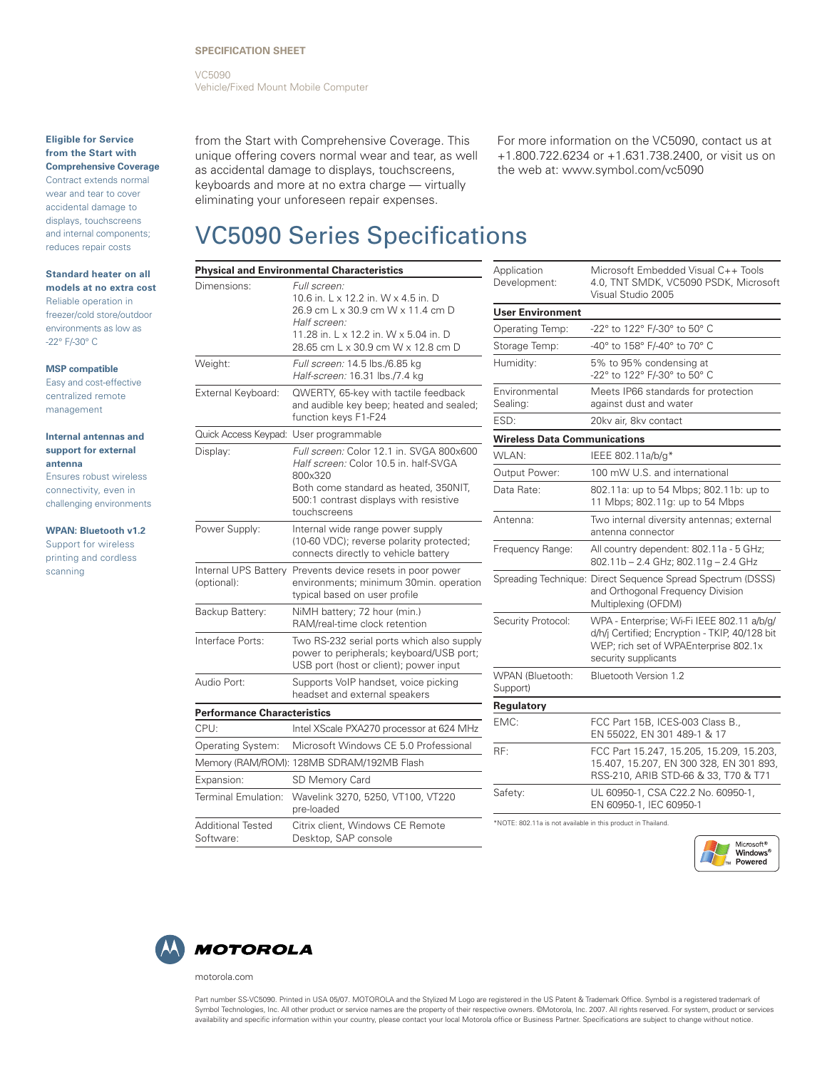SPECIFICATION SHEET

VC5090
Vehicle/Fixed Mount Mobile Computer

**Eligible for Service from the Start with Comprehensive Coverage**
Contract extends normal wear and tear to cover accidental damage to displays, touchscreens and internal components; reduces repair costs

**Standard heater on all models at no extra cost**
Reliable operation in freezer/cold store/outdoor environments as low as -22° F/-30° C

**MSP compatible**
Easy and cost-effective centralized remote management

**Internal antennas and support for external antenna**
Ensures robust wireless connectivity, even in challenging environments

**WPAN: Bluetooth v1.2**
Support for wireless printing and cordless scanning

from the Start with Comprehensive Coverage. This unique offering covers normal wear and tear, as well as accidental damage to displays, touchscreens, keyboards and more at no extra charge — virtually eliminating your unforeseen repair expenses.

For more information on the VC5090, contact us at +1.800.722.6234 or +1.631.738.2400, or visit us on the web at: www.symbol.com/vc5090

# VC5090 Series Specifications

| **Physical and Environmental Characteristics** | |
|---|---|
| Dimensions: | *Full screen:* 10.6 in. L x 12.2 in. W x 4.5 in. D; 26.9 cm L x 30.9 cm W x 11.4 cm D; *Half screen:* 11.28 in. L x 12.2 in. W x 5.04 in. D; 28.65 cm L x 30.9 cm W x 12.8 cm D |
| Weight: | *Full screen:* 14.5 lbs./6.85 kg; *Half-screen:* 16.31 lbs./7.4 kg |
| External Keyboard: | QWERTY, 65-key with tactile feedback and audible key beep; heated and sealed; function keys F1-F24 |
| Quick Access Keypad: | User programmable |
| Display: | *Full screen:* Color 12.1 in. SVGA 800x600; *Half screen:* Color 10.5 in. half-SVGA 800x320; Both come standard as heated, 350NIT, 500:1 contrast displays with resistive touchscreens |
| Power Supply: | Internal wide range power supply (10-60 VDC); reverse polarity protected; connects directly to vehicle battery |
| Internal UPS Battery (optional): | Prevents device resets in poor power environments; minimum 30min. operation typical based on user profile |
| Backup Battery: | NiMH battery; 72 hour (min.) RAM/real-time clock retention |
| Interface Ports: | Two RS-232 serial ports which also supply power to peripherals; keyboard/USB port; USB port (host or client); power input |
| Audio Port: | Supports VoIP handset, voice picking headset and external speakers |
| **Performance Characteristics** | |
| CPU: | Intel XScale PXA270 processor at 624 MHz |
| Operating System: | Microsoft Windows CE 5.0 Professional |
| Memory (RAM/ROM): | 128MB SDRAM/192MB Flash |
| Expansion: | SD Memory Card |
| Terminal Emulation: | Wavelink 3270, 5250, VT100, VT220 pre-loaded |
| Additional Tested Software: | Citrix client, Windows CE Remote Desktop, SAP console |
| Application Development: | Microsoft Embedded Visual C++ Tools 4.0, TNT SMDK, VC5090 PSDK, Microsoft Visual Studio 2005 |
| **User Environment** | |
| Operating Temp: | -22° to 122° F/-30° to 50° C |
| Storage Temp: | -40° to 158° F/-40° to 70° C |
| Humidity: | 5% to 95% condensing at -22° to 122° F/-30° to 50° C |
| Environmental Sealing: | Meets IP66 standards for protection against dust and water |
| ESD: | 20kv air, 8kv contact |
| **Wireless Data Communications** | |
| WLAN: | IEEE 802.11a/b/g* |
| Output Power: | 100 mW U.S. and international |
| Data Rate: | 802.11a: up to 54 Mbps; 802.11b: up to 11 Mbps; 802.11g: up to 54 Mbps |
| Antenna: | Two internal diversity antennas; external antenna connector |
| Frequency Range: | All country dependent: 802.11a - 5 GHz; 802.11b – 2.4 GHz; 802.11g – 2.4 GHz |
| Spreading Technique: | Direct Sequence Spread Spectrum (DSSS) and Orthogonal Frequency Division Multiplexing (OFDM) |
| Security Protocol: | WPA - Enterprise; Wi-Fi IEEE 802.11 a/b/g/d/h/j Certified; Encryption - TKIP, 40/128 bit WEP; rich set of WPAEnterprise 802.1x security supplicants |
| WPAN (Bluetooth: Support) | Bluetooth Version 1.2 |
| **Regulatory** | |
| EMC: | FCC Part 15B, ICES-003 Class B., EN 55022, EN 301 489-1 & 17 |
| RF: | FCC Part 15.247, 15.205, 15.209, 15.203, 15.407, 15.207, EN 300 328, EN 301 893, RSS-210, ARIB STD-66 & 33, T70 & T71 |
| Safety: | UL 60950-1, CSA C22.2 No. 60950-1, EN 60950-1, IEC 60950-1 |

*NOTE: 802.11a is not available in this product in Thailand.

Microsoft® Windows® Powered

MOTOROLA

motorola.com

Part number SS-VC5090. Printed in USA 05/07. MOTOROLA and the Stylized M Logo are registered in the US Patent & Trademark Office. Symbol is a registered trademark of Symbol Technologies, Inc. All other product or service names are the property of their respective owners. ©Motorola, Inc. 2007. All rights reserved. For system, product or services availability and specific information within your country, please contact your local Motorola office or Business Partner. Specifications are subject to change without notice.